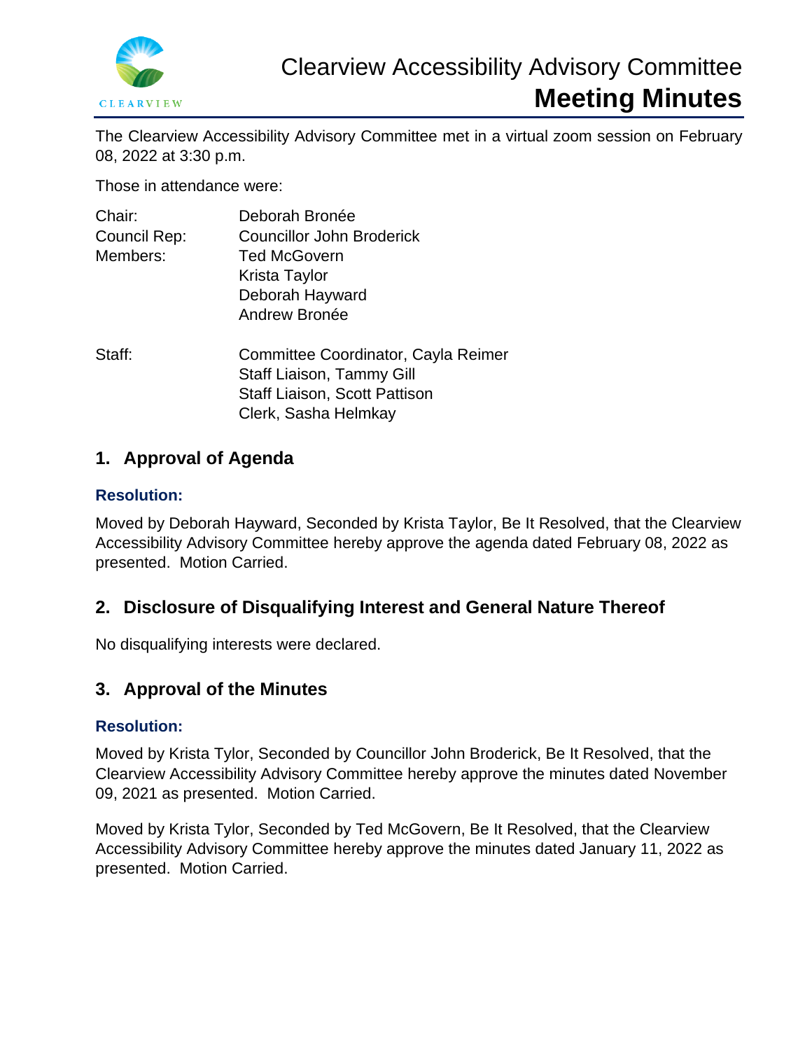# Clearview Accessibility Advisory Committee

# Meeting Minutes

The Clearview Accessibility Advisory Committee met in a virtual zoom session on February 08, 2022 at 3:30 p.m.

Those in attendance were:

| | |
|---|---|
| Chair: | Deborah Bronée |
| Council Rep: | Councillor John Broderick |
| Members: | Ted McGovern |
| | Krista Taylor |
| | Deborah Hayward |
| | Andrew Bronée |
| Staff: | Committee Coordinator, Cayla Reimer |
| | Staff Liaison, Tammy Gill |
| | Staff Liaison, Scott Pattison |
| | Clerk, Sasha Helmkay |

## 1. Approval of Agenda

### Resolution:

Moved by Deborah Hayward, Seconded by Krista Taylor, Be It Resolved, that the Clearview Accessibility Advisory Committee hereby approve the agenda dated February 08, 2022 as presented. Motion Carried.

## 2. Disclosure of Disqualifying Interest and General Nature Thereof

No disqualifying interests were declared.

## 3. Approval of the Minutes

### Resolution:

Moved by Krista Tylor, Seconded by Councillor John Broderick, Be It Resolved, that the Clearview Accessibility Advisory Committee hereby approve the minutes dated November 09, 2021 as presented. Motion Carried.

Moved by Krista Tylor, Seconded by Ted McGovern, Be It Resolved, that the Clearview Accessibility Advisory Committee hereby approve the minutes dated January 11, 2022 as presented. Motion Carried.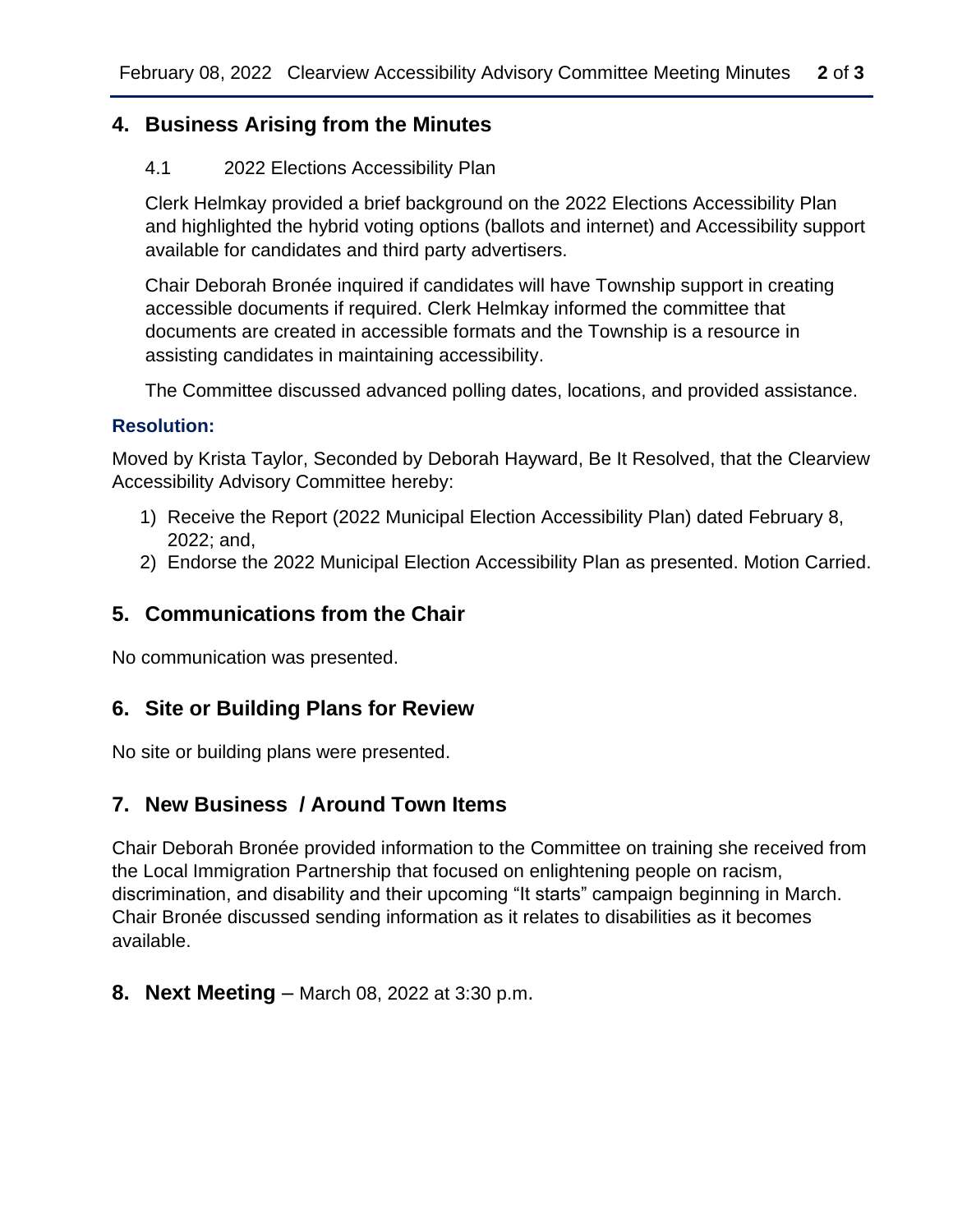## 4. Business Arising from the Minutes

4.1 2022 Elections Accessibility Plan

Clerk Helmkay provided a brief background on the 2022 Elections Accessibility Plan and highlighted the hybrid voting options (ballots and internet) and Accessibility support available for candidates and third party advertisers.

Chair Deborah Bronée inquired if candidates will have Township support in creating accessible documents if required. Clerk Helmkay informed the committee that documents are created in accessible formats and the Township is a resource in assisting candidates in maintaining accessibility.

The Committee discussed advanced polling dates, locations, and provided assistance.

**Resolution:**

Moved by Krista Taylor, Seconded by Deborah Hayward, Be It Resolved, that the Clearview Accessibility Advisory Committee hereby:

1) Receive the Report (2022 Municipal Election Accessibility Plan) dated February 8, 2022; and,
2) Endorse the 2022 Municipal Election Accessibility Plan as presented. Motion Carried.

## 5. Communications from the Chair

No communication was presented.

## 6. Site or Building Plans for Review

No site or building plans were presented.

## 7. New Business / Around Town Items

Chair Deborah Bronée provided information to the Committee on training she received from the Local Immigration Partnership that focused on enlightening people on racism, discrimination, and disability and their upcoming "It starts" campaign beginning in March. Chair Bronée discussed sending information as it relates to disabilities as it becomes available.

## 8. Next Meeting – March 08, 2022 at 3:30 p.m.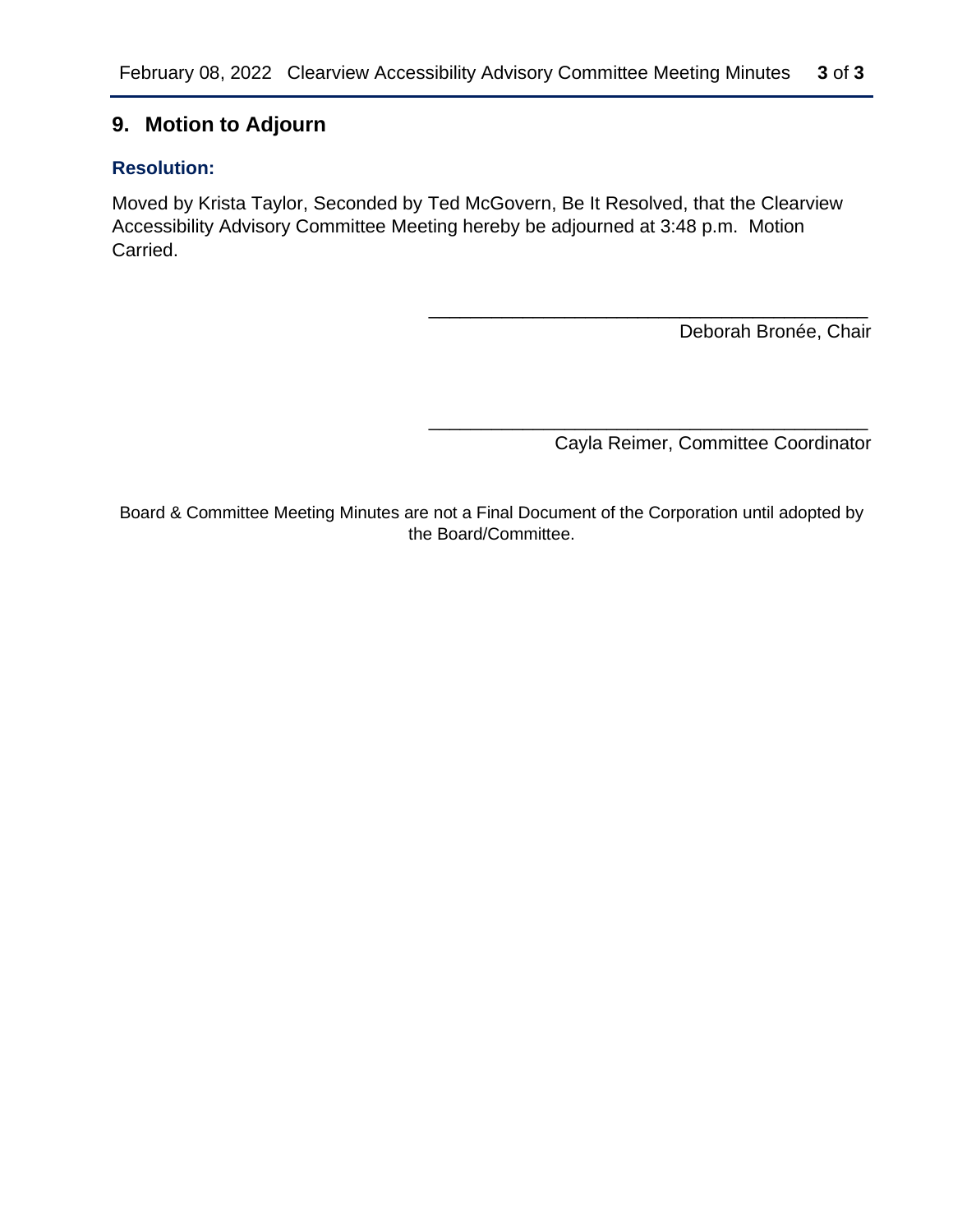## 9. Motion to Adjourn

### Resolution:

Moved by Krista Taylor, Seconded by Ted McGovern, Be It Resolved, that the Clearview Accessibility Advisory Committee Meeting hereby be adjourned at 3:48 p.m. Motion Carried.

\_\_\_\_\_\_\_\_\_\_\_\_\_\_\_\_\_\_\_\_\_\_\_\_\_\_\_\_\_\_\_\_\_\_\_\_\_\_\_\_\_\_\_\_
Deborah Bronée, Chair

\_\_\_\_\_\_\_\_\_\_\_\_\_\_\_\_\_\_\_\_\_\_\_\_\_\_\_\_\_\_\_\_\_\_\_\_\_\_\_\_\_\_\_\_
Cayla Reimer, Committee Coordinator

Board & Committee Meeting Minutes are not a Final Document of the Corporation until adopted by the Board/Committee.